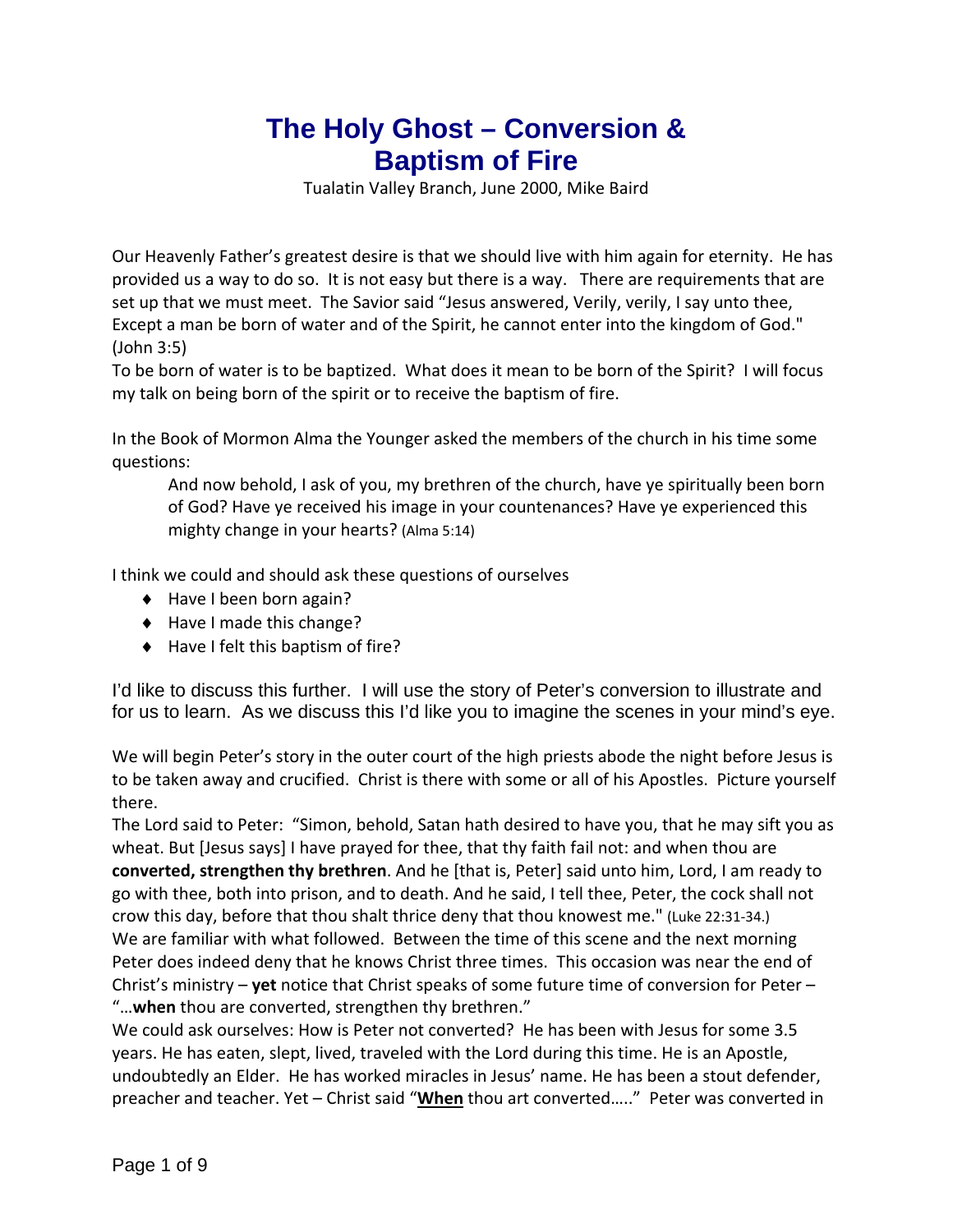# The Holy Ghost – Conversion & Baptism of Fire

Tualatin Valley Branch, June 2000, Mike Baird

Our Heavenly Father's greatest desire is that we should live with him again for eternity. He has provided us a way to do so. It is not easy but there is a way. There are requirements that are set up that we must meet. The Savior said "Jesus answered, Verily, verily, I say unto thee, Except a man be born of water and of the Spirit, he cannot enter into the kingdom of God." (John 3:5)
To be born of water is to be baptized. What does it mean to be born of the Spirit? I will focus my talk on being born of the spirit or to receive the baptism of fire.

In the Book of Mormon Alma the Younger asked the members of the church in his time some questions:

> And now behold, I ask of you, my brethren of the church, have ye spiritually been born of God? Have ye received his image in your countenances? Have ye experienced this mighty change in your hearts? (Alma 5:14)

I think we could and should ask these questions of ourselves

- Have I been born again?
- Have I made this change?
- Have I felt this baptism of fire?

I'd like to discuss this further. I will use the story of Peter's conversion to illustrate and for us to learn. As we discuss this I'd like you to imagine the scenes in your mind's eye.

We will begin Peter's story in the outer court of the high priests abode the night before Jesus is to be taken away and crucified. Christ is there with some or all of his Apostles. Picture yourself there.
The Lord said to Peter: "Simon, behold, Satan hath desired to have you, that he may sift you as wheat. But [Jesus says] I have prayed for thee, that thy faith fail not: and when thou are **converted, strengthen thy brethren**. And he [that is, Peter] said unto him, Lord, I am ready to go with thee, both into prison, and to death. And he said, I tell thee, Peter, the cock shall not crow this day, before that thou shalt thrice deny that thou knowest me." (Luke 22:31-34.)
We are familiar with what followed. Between the time of this scene and the next morning Peter does indeed deny that he knows Christ three times. This occasion was near the end of Christ's ministry – **yet** notice that Christ speaks of some future time of conversion for Peter – "…**when** thou are converted, strengthen thy brethren."
We could ask ourselves: How is Peter not converted? He has been with Jesus for some 3.5 years. He has eaten, slept, lived, traveled with the Lord during this time. He is an Apostle, undoubtedly an Elder. He has worked miracles in Jesus' name. He has been a stout defender, preacher and teacher. Yet – Christ said "**When** thou art converted….." Peter was converted in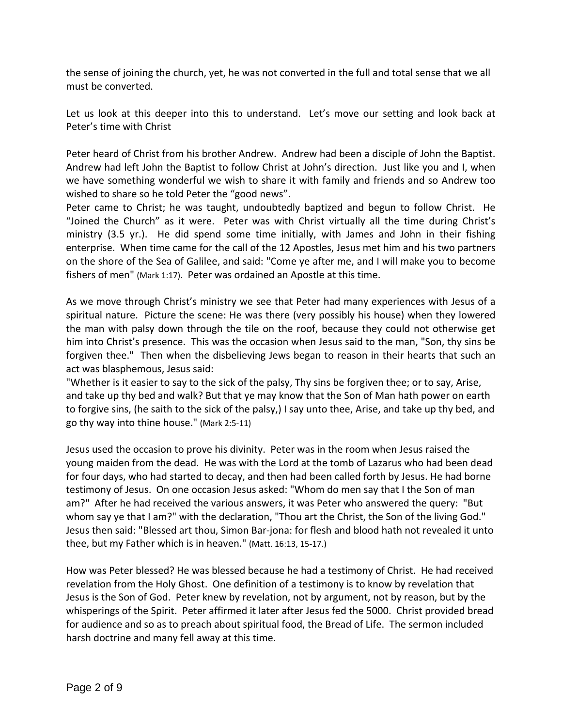the sense of joining the church, yet, he was not converted in the full and total sense that we all must be converted.

Let us look at this deeper into this to understand. Let's move our setting and look back at Peter's time with Christ

Peter heard of Christ from his brother Andrew. Andrew had been a disciple of John the Baptist. Andrew had left John the Baptist to follow Christ at John's direction. Just like you and I, when we have something wonderful we wish to share it with family and friends and so Andrew too wished to share so he told Peter the "good news".

Peter came to Christ; he was taught, undoubtedly baptized and begun to follow Christ. He "Joined the Church" as it were. Peter was with Christ virtually all the time during Christ's ministry (3.5 yr.). He did spend some time initially, with James and John in their fishing enterprise. When time came for the call of the 12 Apostles, Jesus met him and his two partners on the shore of the Sea of Galilee, and said: "Come ye after me, and I will make you to become fishers of men" (Mark 1:17). Peter was ordained an Apostle at this time.

As we move through Christ's ministry we see that Peter had many experiences with Jesus of a spiritual nature. Picture the scene: He was there (very possibly his house) when they lowered the man with palsy down through the tile on the roof, because they could not otherwise get him into Christ's presence. This was the occasion when Jesus said to the man, "Son, thy sins be forgiven thee." Then when the disbelieving Jews began to reason in their hearts that such an act was blasphemous, Jesus said:

"Whether is it easier to say to the sick of the palsy, Thy sins be forgiven thee; or to say, Arise, and take up thy bed and walk? But that ye may know that the Son of Man hath power on earth to forgive sins, (he saith to the sick of the palsy,) I say unto thee, Arise, and take up thy bed, and go thy way into thine house." (Mark 2:5-11)

Jesus used the occasion to prove his divinity. Peter was in the room when Jesus raised the young maiden from the dead. He was with the Lord at the tomb of Lazarus who had been dead for four days, who had started to decay, and then had been called forth by Jesus. He had borne testimony of Jesus. On one occasion Jesus asked: "Whom do men say that I the Son of man am?" After he had received the various answers, it was Peter who answered the query: "But whom say ye that I am?" with the declaration, "Thou art the Christ, the Son of the living God." Jesus then said: "Blessed art thou, Simon Bar-jona: for flesh and blood hath not revealed it unto thee, but my Father which is in heaven." (Matt. 16:13, 15-17.)

How was Peter blessed? He was blessed because he had a testimony of Christ. He had received revelation from the Holy Ghost. One definition of a testimony is to know by revelation that Jesus is the Son of God. Peter knew by revelation, not by argument, not by reason, but by the whisperings of the Spirit. Peter affirmed it later after Jesus fed the 5000. Christ provided bread for audience and so as to preach about spiritual food, the Bread of Life. The sermon included harsh doctrine and many fell away at this time.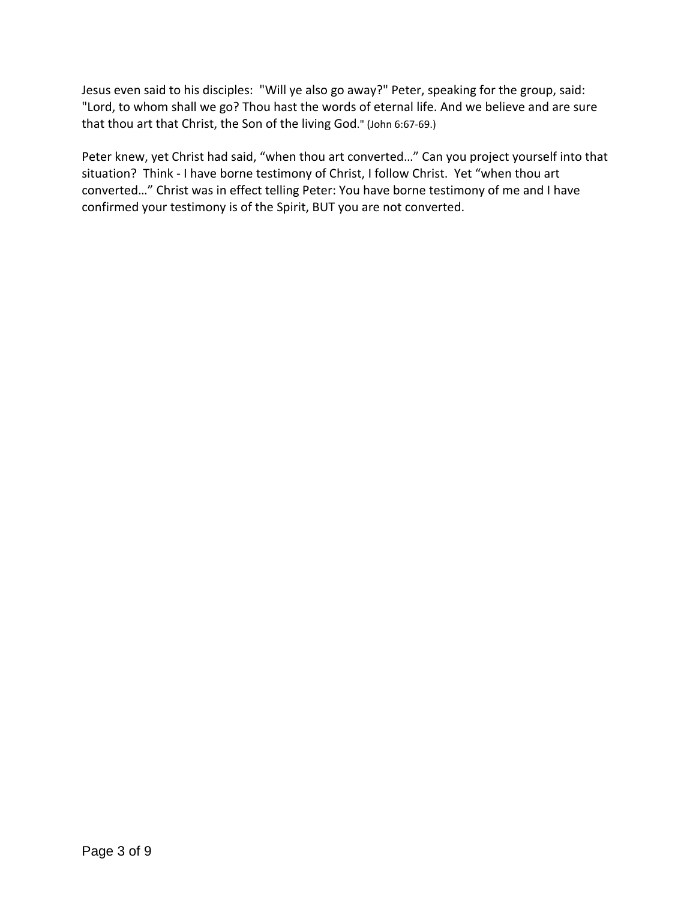Jesus even said to his disciples: "Will ye also go away?" Peter, speaking for the group, said: "Lord, to whom shall we go? Thou hast the words of eternal life. And we believe and are sure that thou art that Christ, the Son of the living God." (John 6:67-69.)

Peter knew, yet Christ had said, "when thou art converted…" Can you project yourself into that situation? Think - I have borne testimony of Christ, I follow Christ. Yet "when thou art converted…" Christ was in effect telling Peter: You have borne testimony of me and I have confirmed your testimony is of the Spirit, BUT you are not converted.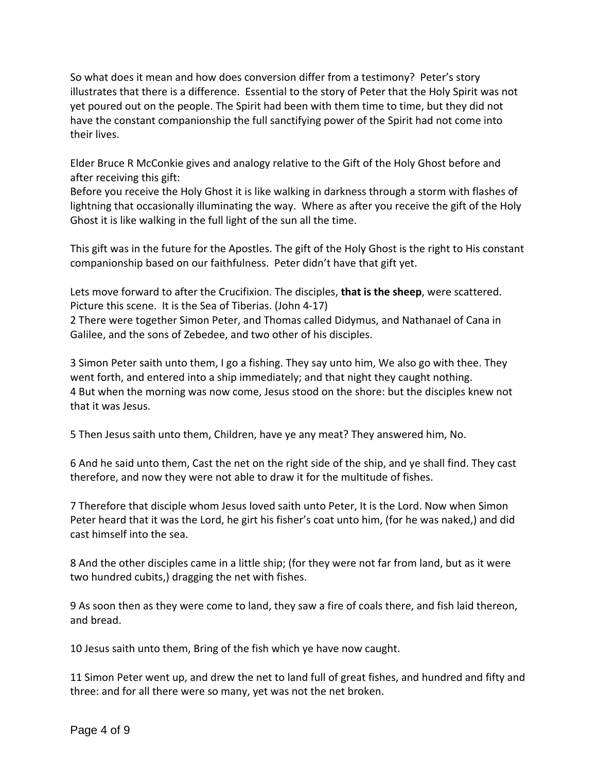So what does it mean and how does conversion differ from a testimony? Peter's story illustrates that there is a difference. Essential to the story of Peter that the Holy Spirit was not yet poured out on the people. The Spirit had been with them time to time, but they did not have the constant companionship the full sanctifying power of the Spirit had not come into their lives.

Elder Bruce R McConkie gives and analogy relative to the Gift of the Holy Ghost before and after receiving this gift:
Before you receive the Holy Ghost it is like walking in darkness through a storm with flashes of lightning that occasionally illuminating the way. Where as after you receive the gift of the Holy Ghost it is like walking in the full light of the sun all the time.

This gift was in the future for the Apostles. The gift of the Holy Ghost is the right to His constant companionship based on our faithfulness. Peter didn't have that gift yet.

Lets move forward to after the Crucifixion. The disciples, **that is the sheep**, were scattered. Picture this scene. It is the Sea of Tiberias. (John 4-17)
2 There were together Simon Peter, and Thomas called Didymus, and Nathanael of Cana in Galilee, and the sons of Zebedee, and two other of his disciples.

3 Simon Peter saith unto them, I go a fishing. They say unto him, We also go with thee. They went forth, and entered into a ship immediately; and that night they caught nothing.
4 But when the morning was now come, Jesus stood on the shore: but the disciples knew not that it was Jesus.

5 Then Jesus saith unto them, Children, have ye any meat? They answered him, No.

6 And he said unto them, Cast the net on the right side of the ship, and ye shall find. They cast therefore, and now they were not able to draw it for the multitude of fishes.

7 Therefore that disciple whom Jesus loved saith unto Peter, It is the Lord. Now when Simon Peter heard that it was the Lord, he girt his fisher's coat unto him, (for he was naked,) and did cast himself into the sea.

8 And the other disciples came in a little ship; (for they were not far from land, but as it were two hundred cubits,) dragging the net with fishes.

9 As soon then as they were come to land, they saw a fire of coals there, and fish laid thereon, and bread.

10 Jesus saith unto them, Bring of the fish which ye have now caught.

11 Simon Peter went up, and drew the net to land full of great fishes, and hundred and fifty and three: and for all there were so many, yet was not the net broken.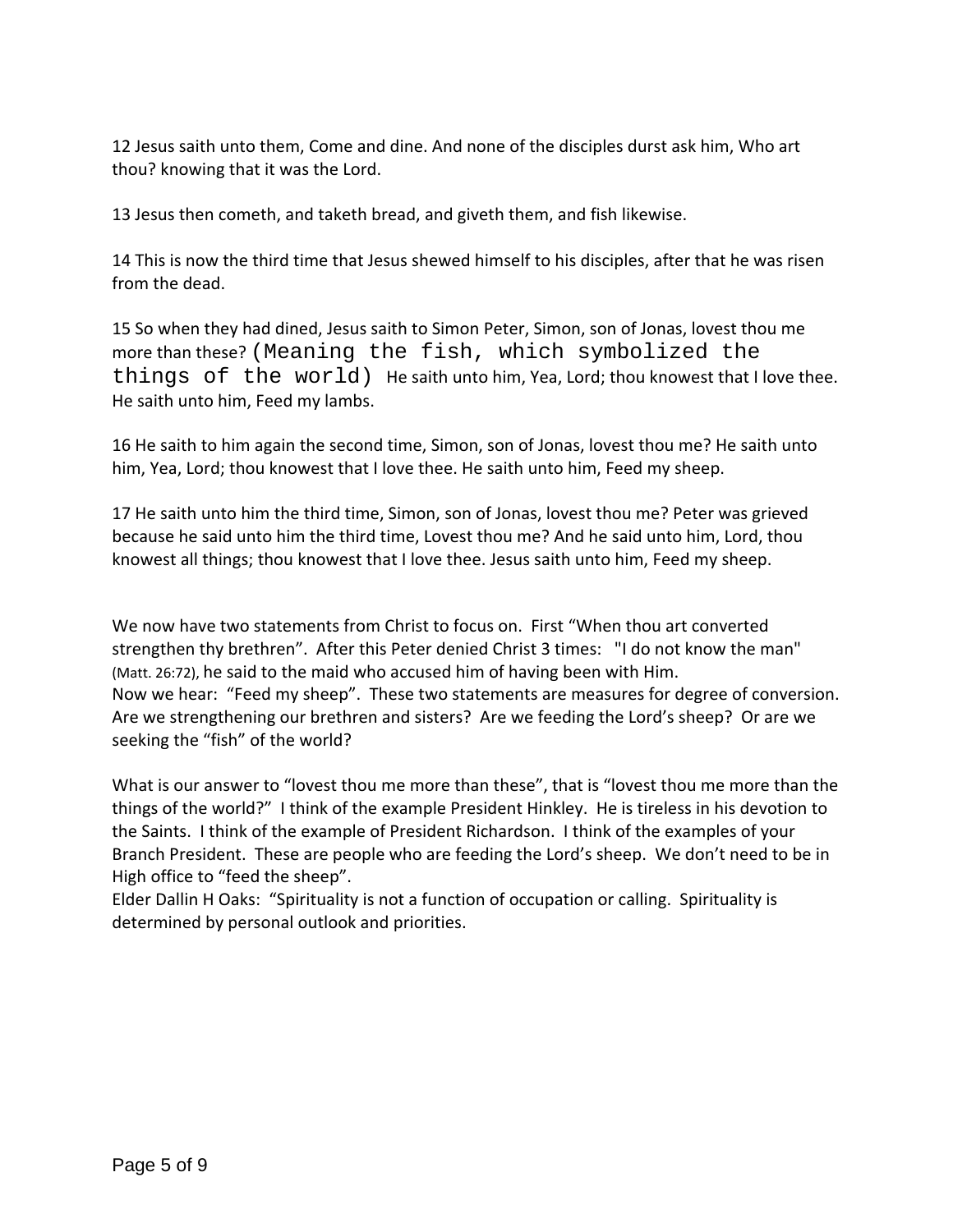12 Jesus saith unto them, Come and dine. And none of the disciples durst ask him, Who art thou? knowing that it was the Lord.

13 Jesus then cometh, and taketh bread, and giveth them, and fish likewise.

14 This is now the third time that Jesus shewed himself to his disciples, after that he was risen from the dead.

15 So when they had dined, Jesus saith to Simon Peter, Simon, son of Jonas, lovest thou me more than these? (Meaning the fish, which symbolized the things of the world) He saith unto him, Yea, Lord; thou knowest that I love thee. He saith unto him, Feed my lambs.

16 He saith to him again the second time, Simon, son of Jonas, lovest thou me? He saith unto him, Yea, Lord; thou knowest that I love thee. He saith unto him, Feed my sheep.

17 He saith unto him the third time, Simon, son of Jonas, lovest thou me? Peter was grieved because he said unto him the third time, Lovest thou me? And he said unto him, Lord, thou knowest all things; thou knowest that I love thee. Jesus saith unto him, Feed my sheep.

We now have two statements from Christ to focus on. First "When thou art converted strengthen thy brethren". After this Peter denied Christ 3 times: "I do not know the man" (Matt. 26:72), he said to the maid who accused him of having been with Him.
Now we hear: "Feed my sheep". These two statements are measures for degree of conversion. Are we strengthening our brethren and sisters? Are we feeding the Lord's sheep? Or are we seeking the "fish" of the world?

What is our answer to "lovest thou me more than these", that is "lovest thou me more than the things of the world?" I think of the example President Hinkley. He is tireless in his devotion to the Saints. I think of the example of President Richardson. I think of the examples of your Branch President. These are people who are feeding the Lord's sheep. We don't need to be in High office to "feed the sheep".
Elder Dallin H Oaks: "Spirituality is not a function of occupation or calling. Spirituality is determined by personal outlook and priorities.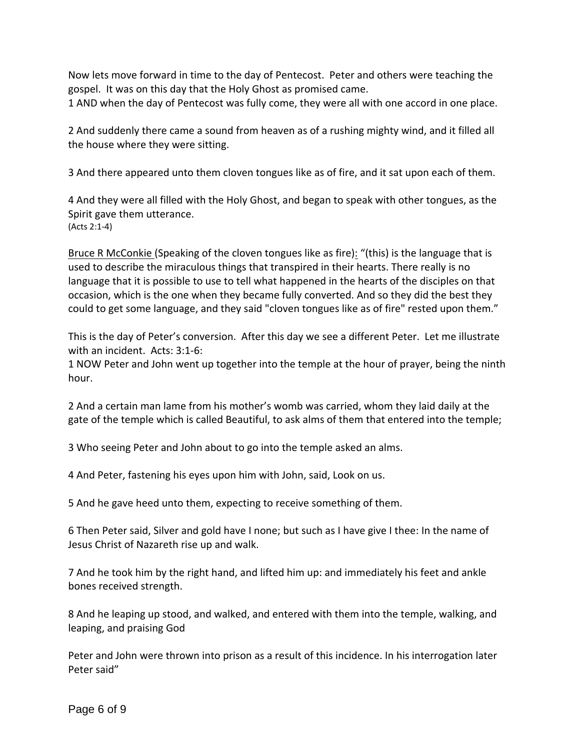Now lets move forward in time to the day of Pentecost. Peter and others were teaching the gospel. It was on this day that the Holy Ghost as promised came.

1 AND when the day of Pentecost was fully come, they were all with one accord in one place.

2 And suddenly there came a sound from heaven as of a rushing mighty wind, and it filled all the house where they were sitting.

3 And there appeared unto them cloven tongues like as of fire, and it sat upon each of them.

4 And they were all filled with the Holy Ghost, and began to speak with other tongues, as the Spirit gave them utterance.
(Acts 2:1-4)

Bruce R McConkie (Speaking of the cloven tongues like as fire): "(this) is the language that is used to describe the miraculous things that transpired in their hearts. There really is no language that it is possible to use to tell what happened in the hearts of the disciples on that occasion, which is the one when they became fully converted. And so they did the best they could to get some language, and they said "cloven tongues like as of fire" rested upon them."

This is the day of Peter's conversion. After this day we see a different Peter. Let me illustrate with an incident. Acts: 3:1-6:

1 NOW Peter and John went up together into the temple at the hour of prayer, being the ninth hour.

2 And a certain man lame from his mother's womb was carried, whom they laid daily at the gate of the temple which is called Beautiful, to ask alms of them that entered into the temple;

3 Who seeing Peter and John about to go into the temple asked an alms.

4 And Peter, fastening his eyes upon him with John, said, Look on us.

5 And he gave heed unto them, expecting to receive something of them.

6 Then Peter said, Silver and gold have I none; but such as I have give I thee: In the name of Jesus Christ of Nazareth rise up and walk.

7 And he took him by the right hand, and lifted him up: and immediately his feet and ankle bones received strength.

8 And he leaping up stood, and walked, and entered with them into the temple, walking, and leaping, and praising God

Peter and John were thrown into prison as a result of this incidence. In his interrogation later Peter said"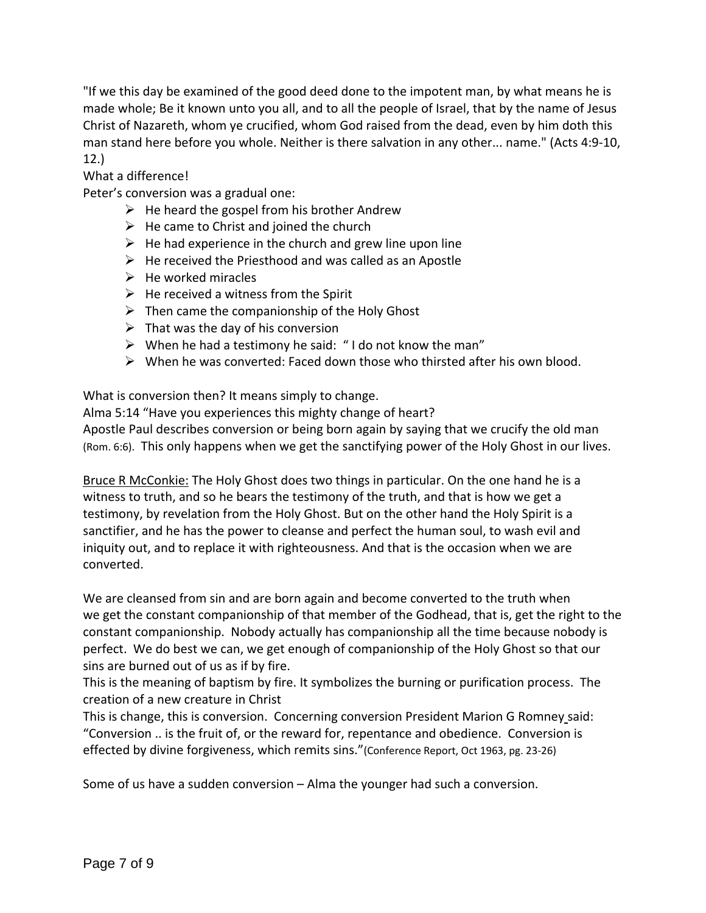"If we this day be examined of the good deed done to the impotent man, by what means he is made whole; Be it known unto you all, and to all the people of Israel, that by the name of Jesus Christ of Nazareth, whom ye crucified, whom God raised from the dead, even by him doth this man stand here before you whole. Neither is there salvation in any other... name." (Acts 4:9-10, 12.)

What a difference!

Peter's conversion was a gradual one:

- He heard the gospel from his brother Andrew
- He came to Christ and joined the church
- He had experience in the church and grew line upon line
- He received the Priesthood and was called as an Apostle
- He worked miracles
- He received a witness from the Spirit
- Then came the companionship of the Holy Ghost
- That was the day of his conversion
- When he had a testimony he said: " I do not know the man"
- When he was converted: Faced down those who thirsted after his own blood.

What is conversion then? It means simply to change.

Alma 5:14 "Have you experiences this mighty change of heart?

Apostle Paul describes conversion or being born again by saying that we crucify the old man (Rom. 6:6). This only happens when we get the sanctifying power of the Holy Ghost in our lives.

<u>Bruce R McConkie:</u> The Holy Ghost does two things in particular. On the one hand he is a witness to truth, and so he bears the testimony of the truth, and that is how we get a testimony, by revelation from the Holy Ghost. But on the other hand the Holy Spirit is a sanctifier, and he has the power to cleanse and perfect the human soul, to wash evil and iniquity out, and to replace it with righteousness. And that is the occasion when we are converted.

We are cleansed from sin and are born again and become converted to the truth when we get the constant companionship of that member of the Godhead, that is, get the right to the constant companionship. Nobody actually has companionship all the time because nobody is perfect. We do best we can, we get enough of companionship of the Holy Ghost so that our sins are burned out of us as if by fire.

This is the meaning of baptism by fire. It symbolizes the burning or purification process. The creation of a new creature in Christ

This is change, this is conversion. Concerning conversion President Marion G Romney said: "Conversion .. is the fruit of, or the reward for, repentance and obedience. Conversion is effected by divine forgiveness, which remits sins."(Conference Report, Oct 1963, pg. 23-26)

Some of us have a sudden conversion – Alma the younger had such a conversion.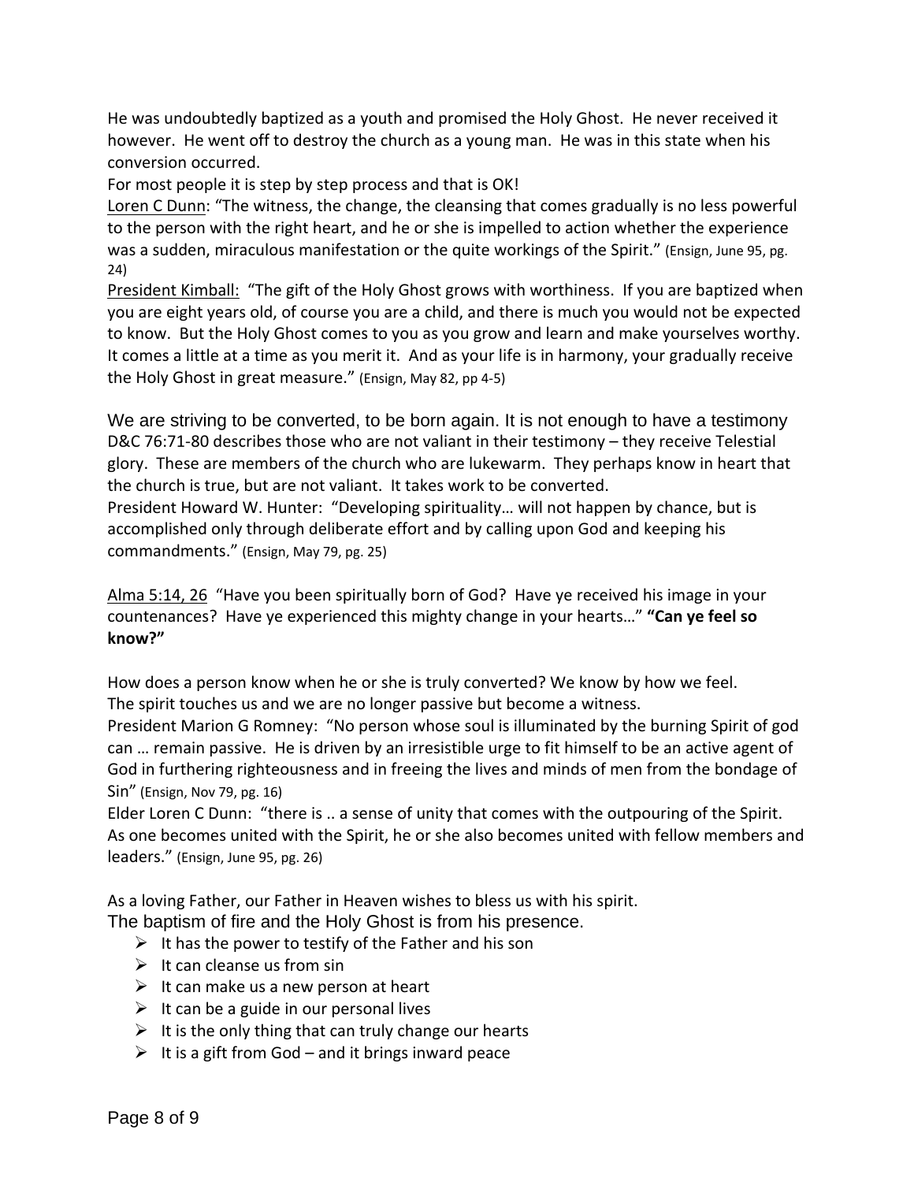He was undoubtedly baptized as a youth and promised the Holy Ghost. He never received it however. He went off to destroy the church as a young man. He was in this state when his conversion occurred.

For most people it is step by step process and that is OK!

Loren C Dunn: "The witness, the change, the cleansing that comes gradually is no less powerful to the person with the right heart, and he or she is impelled to action whether the experience was a sudden, miraculous manifestation or the quite workings of the Spirit." (Ensign, June 95, pg. 24)

President Kimball: "The gift of the Holy Ghost grows with worthiness. If you are baptized when you are eight years old, of course you are a child, and there is much you would not be expected to know. But the Holy Ghost comes to you as you grow and learn and make yourselves worthy. It comes a little at a time as you merit it. And as your life is in harmony, your gradually receive the Holy Ghost in great measure." (Ensign, May 82, pp 4-5)

We are striving to be converted, to be born again. It is not enough to have a testimony
D&C 76:71-80 describes those who are not valiant in their testimony – they receive Telestial glory. These are members of the church who are lukewarm. They perhaps know in heart that the church is true, but are not valiant. It takes work to be converted.

President Howard W. Hunter: "Developing spirituality… will not happen by chance, but is accomplished only through deliberate effort and by calling upon God and keeping his commandments." (Ensign, May 79, pg. 25)

Alma 5:14, 26 "Have you been spiritually born of God? Have ye received his image in your countenances? Have ye experienced this mighty change in your hearts…" **"Can ye feel so know?"**

How does a person know when he or she is truly converted? We know by how we feel.
The spirit touches us and we are no longer passive but become a witness.

President Marion G Romney: "No person whose soul is illuminated by the burning Spirit of god can … remain passive. He is driven by an irresistible urge to fit himself to be an active agent of God in furthering righteousness and in freeing the lives and minds of men from the bondage of Sin" (Ensign, Nov 79, pg. 16)

Elder Loren C Dunn: "there is .. a sense of unity that comes with the outpouring of the Spirit. As one becomes united with the Spirit, he or she also becomes united with fellow members and leaders." (Ensign, June 95, pg. 26)

As a loving Father, our Father in Heaven wishes to bless us with his spirit.
The baptism of fire and the Holy Ghost is from his presence.

- It has the power to testify of the Father and his son
- It can cleanse us from sin
- It can make us a new person at heart
- It can be a guide in our personal lives
- It is the only thing that can truly change our hearts
- It is a gift from God – and it brings inward peace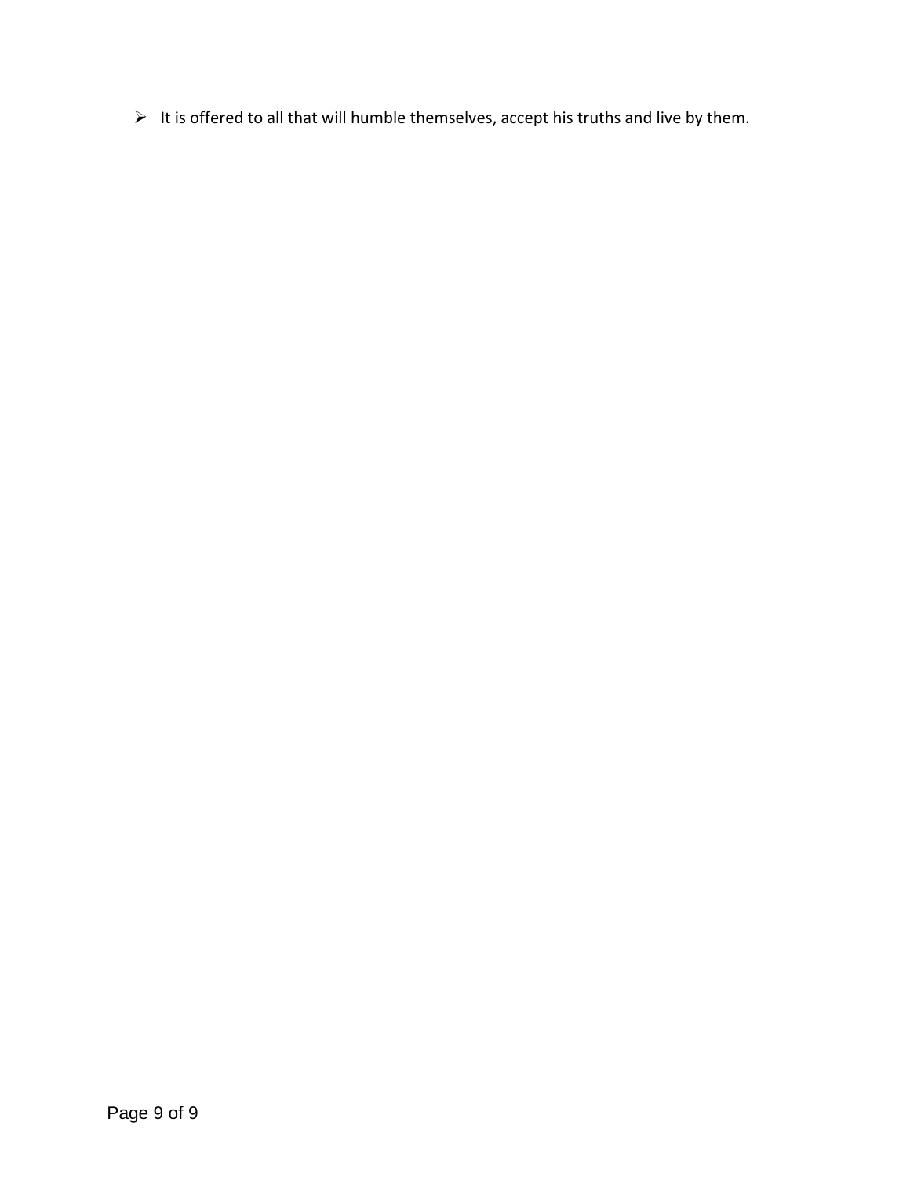- It is offered to all that will humble themselves, accept his truths and live by them.